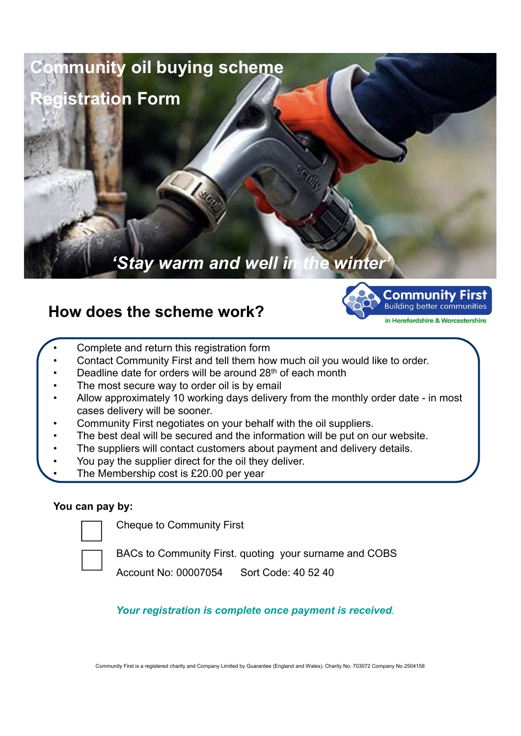# Community oil buying scheme

# Registration Form

*'Stay warm and well in the winter'*

Community First
Building better communities
in Herefordshire & Worcestershire

## How does the scheme work?

- Complete and return this registration form
- Contact Community First and tell them how much oil you would like to order.
- Deadline date for orders will be around 28th of each month
- The most secure way to order oil is by email
- Allow approximately 10 working days delivery from the monthly order date - in most cases delivery will be sooner.
- Community First negotiates on your behalf with the oil suppliers.
- The best deal will be secured and the information will be put on our website.
- The suppliers will contact customers about payment and delivery details.
- You pay the supplier direct for the oil they deliver.
- The Membership cost is £20.00 per year

**You can pay by:**

☐ Cheque to Community First

☐ BACs to Community First. quoting your surname and COBS

Account No: 00007054 Sort Code: 40 52 40

***Your registration is complete once payment is received.***

Community First is a registered charity and Company Limited by Guarantee (England and Wales). Charity No: 703072 Company No 2504158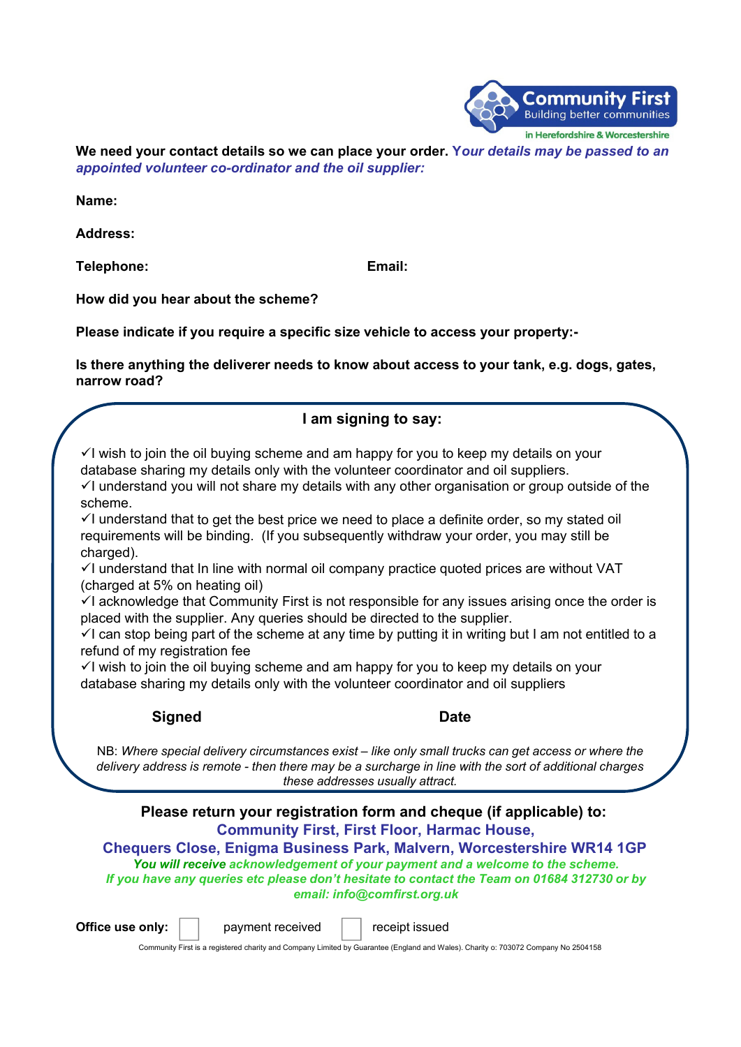Community First
Building better communities
in Herefordshire & Worcestershire

**We need your contact details so we can place your order.** ***Your details may be passed to an appointed volunteer co-ordinator and the oil supplier:***

**Name:**

**Address:**

**Telephone:** **Email:**

**How did you hear about the scheme?**

**Please indicate if you require a specific size vehicle to access your property:-**

**Is there anything the deliverer needs to know about access to your tank, e.g. dogs, gates, narrow road?**

**I am signing to say:**

✓I wish to join the oil buying scheme and am happy for you to keep my details on your database sharing my details only with the volunteer coordinator and oil suppliers.
✓I understand you will not share my details with any other organisation or group outside of the scheme.
✓I understand that to get the best price we need to place a definite order, so my stated oil requirements will be binding. (If you subsequently withdraw your order, you may still be charged).
✓I understand that In line with normal oil company practice quoted prices are without VAT (charged at 5% on heating oil)
✓I acknowledge that Community First is not responsible for any issues arising once the order is placed with the supplier. Any queries should be directed to the supplier.
✓I can stop being part of the scheme at any time by putting it in writing but I am not entitled to a refund of my registration fee
✓I wish to join the oil buying scheme and am happy for you to keep my details on your database sharing my details only with the volunteer coordinator and oil suppliers

**Signed** **Date**

NB: *Where special delivery circumstances exist – like only small trucks can get access or where the delivery address is remote - then there may be a surcharge in line with the sort of additional charges these addresses usually attract.*

**Please return your registration form and cheque (if applicable) to:**
**Community First, First Floor, Harmac House,**
**Chequers Close, Enigma Business Park, Malvern, Worcestershire WR14 1GP**
***You will receive acknowledgement of your payment and a welcome to the scheme.***
***If you have any queries etc please don't hesitate to contact the Team on 01684 312730 or by email: info@comfirst.org.uk***

**Office use only:** ☐ payment received ☐ receipt issued

Community First is a registered charity and Company Limited by Guarantee (England and Wales). Charity o: 703072 Company No 2504158